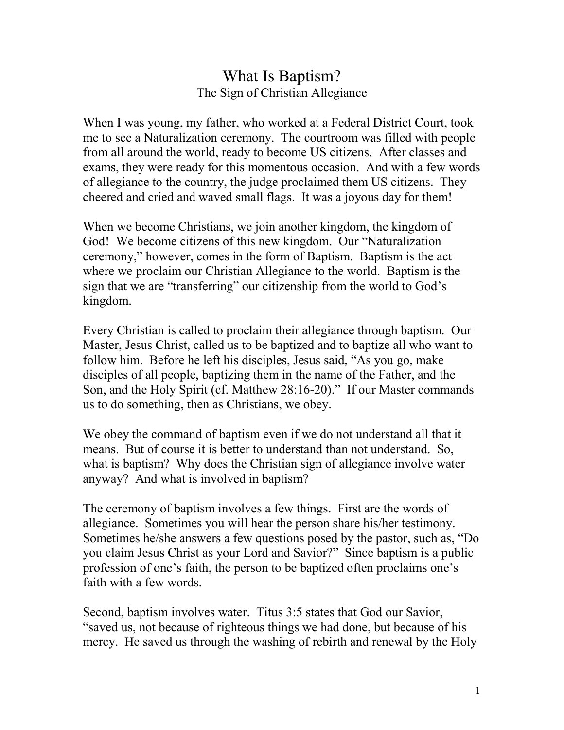# What Is Baptism?

## The Sign of Christian Allegiance

When I was young, my father, who worked at a Federal District Court, took me to see a Naturalization ceremony. The courtroom was filled with people from all around the world, ready to become US citizens. After classes and exams, they were ready for this momentous occasion. And with a few words of allegiance to the country, the judge proclaimed them US citizens. They cheered and cried and waved small flags. It was a joyous day for them!

When we become Christians, we join another kingdom, the kingdom of God! We become citizens of this new kingdom. Our "Naturalization ceremony," however, comes in the form of Baptism. Baptism is the act where we proclaim our Christian Allegiance to the world. Baptism is the sign that we are "transferring" our citizenship from the world to God's kingdom.

Every Christian is called to proclaim their allegiance through baptism. Our Master, Jesus Christ, called us to be baptized and to baptize all who want to follow him. Before he left his disciples, Jesus said, "As you go, make disciples of all people, baptizing them in the name of the Father, and the Son, and the Holy Spirit (cf. Matthew 28:16-20)." If our Master commands us to do something, then as Christians, we obey.

We obey the command of baptism even if we do not understand all that it means. But of course it is better to understand than not understand. So, what is baptism? Why does the Christian sign of allegiance involve water anyway? And what is involved in baptism?

The ceremony of baptism involves a few things. First are the words of allegiance. Sometimes you will hear the person share his/her testimony. Sometimes he/she answers a few questions posed by the pastor, such as, "Do you claim Jesus Christ as your Lord and Savior?" Since baptism is a public profession of one's faith, the person to be baptized often proclaims one's faith with a few words.

Second, baptism involves water. Titus 3:5 states that God our Savior, "saved us, not because of righteous things we had done, but because of his mercy. He saved us through the washing of rebirth and renewal by the Holy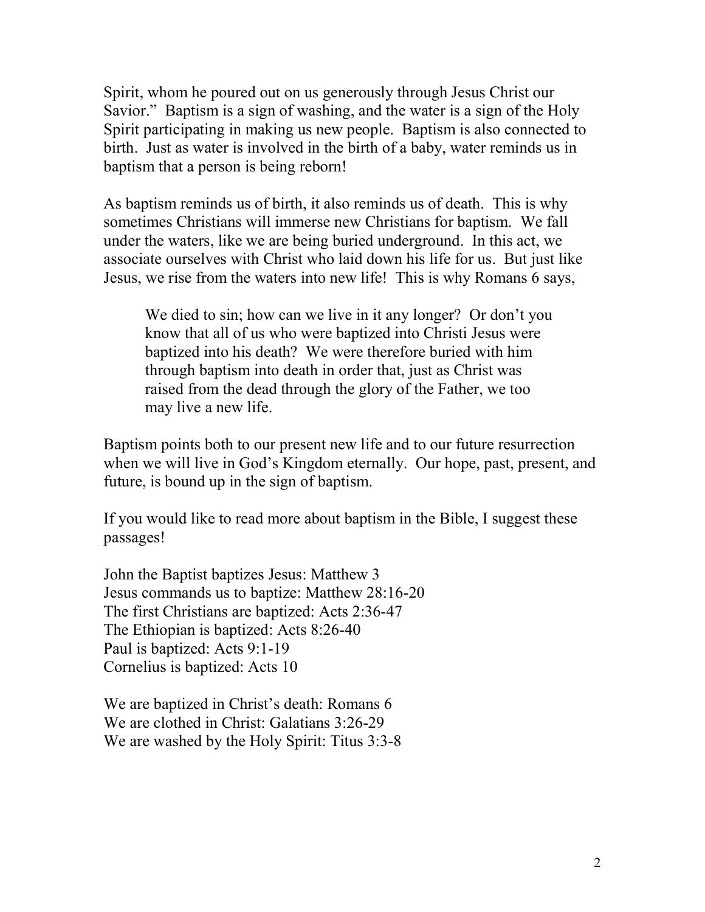Spirit, whom he poured out on us generously through Jesus Christ our Savior." Baptism is a sign of washing, and the water is a sign of the Holy Spirit participating in making us new people. Baptism is also connected to birth. Just as water is involved in the birth of a baby, water reminds us in baptism that a person is being reborn!

As baptism reminds us of birth, it also reminds us of death. This is why sometimes Christians will immerse new Christians for baptism. We fall under the waters, like we are being buried underground. In this act, we associate ourselves with Christ who laid down his life for us. But just like Jesus, we rise from the waters into new life! This is why Romans 6 says,

> We died to sin; how can we live in it any longer? Or don't you know that all of us who were baptized into Christi Jesus were baptized into his death? We were therefore buried with him through baptism into death in order that, just as Christ was raised from the dead through the glory of the Father, we too may live a new life.

Baptism points both to our present new life and to our future resurrection when we will live in God's Kingdom eternally. Our hope, past, present, and future, is bound up in the sign of baptism.

If you would like to read more about baptism in the Bible, I suggest these passages!

John the Baptist baptizes Jesus: Matthew 3  
Jesus commands us to baptize: Matthew 28:16-20  
The first Christians are baptized: Acts 2:36-47  
The Ethiopian is baptized: Acts 8:26-40  
Paul is baptized: Acts 9:1-19  
Cornelius is baptized: Acts 10

We are baptized in Christ's death: Romans 6  
We are clothed in Christ: Galatians 3:26-29  
We are washed by the Holy Spirit: Titus 3:3-8